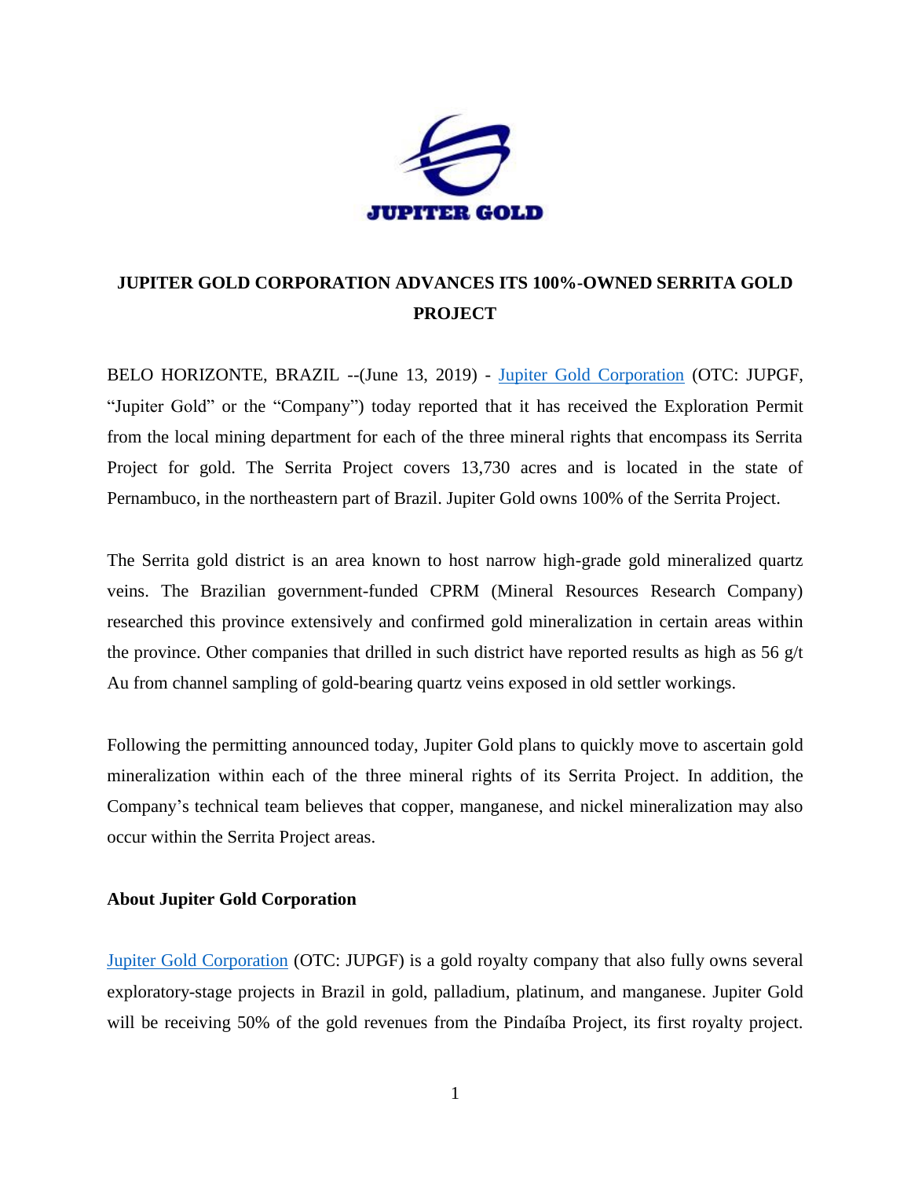JUPITER GOLD

# JUPITER GOLD CORPORATION ADVANCES ITS 100%-OWNED SERRITA GOLD PROJECT

BELO HORIZONTE, BRAZIL --(June 13, 2019) - Jupiter Gold Corporation (OTC: JUPGF, "Jupiter Gold" or the "Company") today reported that it has received the Exploration Permit from the local mining department for each of the three mineral rights that encompass its Serrita Project for gold. The Serrita Project covers 13,730 acres and is located in the state of Pernambuco, in the northeastern part of Brazil. Jupiter Gold owns 100% of the Serrita Project.

The Serrita gold district is an area known to host narrow high-grade gold mineralized quartz veins. The Brazilian government-funded CPRM (Mineral Resources Research Company) researched this province extensively and confirmed gold mineralization in certain areas within the province. Other companies that drilled in such district have reported results as high as 56 g/t Au from channel sampling of gold-bearing quartz veins exposed in old settler workings.

Following the permitting announced today, Jupiter Gold plans to quickly move to ascertain gold mineralization within each of the three mineral rights of its Serrita Project. In addition, the Company's technical team believes that copper, manganese, and nickel mineralization may also occur within the Serrita Project areas.

**About Jupiter Gold Corporation**

Jupiter Gold Corporation (OTC: JUPGF) is a gold royalty company that also fully owns several exploratory-stage projects in Brazil in gold, palladium, platinum, and manganese. Jupiter Gold will be receiving 50% of the gold revenues from the Pindaíba Project, its first royalty project.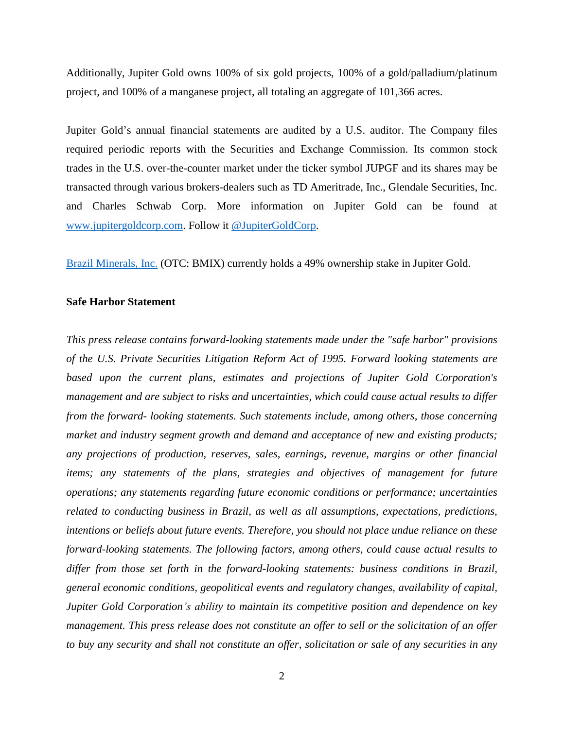Additionally, Jupiter Gold owns 100% of six gold projects, 100% of a gold/palladium/platinum project, and 100% of a manganese project, all totaling an aggregate of 101,366 acres.

Jupiter Gold's annual financial statements are audited by a U.S. auditor. The Company files required periodic reports with the Securities and Exchange Commission. Its common stock trades in the U.S. over-the-counter market under the ticker symbol JUPGF and its shares may be transacted through various brokers-dealers such as TD Ameritrade, Inc., Glendale Securities, Inc. and Charles Schwab Corp. More information on Jupiter Gold can be found at [www.jupitergoldcorp.com](http://www.jupitergoldcorp.com). Follow it [@JupiterGoldCorp](@JupiterGoldCorp).

[Brazil Minerals, Inc.](Brazil Minerals, Inc.) (OTC: BMIX) currently holds a 49% ownership stake in Jupiter Gold.

**Safe Harbor Statement**

*This press release contains forward-looking statements made under the "safe harbor" provisions of the U.S. Private Securities Litigation Reform Act of 1995. Forward looking statements are based upon the current plans, estimates and projections of Jupiter Gold Corporation's management and are subject to risks and uncertainties, which could cause actual results to differ from the forward- looking statements. Such statements include, among others, those concerning market and industry segment growth and demand and acceptance of new and existing products; any projections of production, reserves, sales, earnings, revenue, margins or other financial items; any statements of the plans, strategies and objectives of management for future operations; any statements regarding future economic conditions or performance; uncertainties related to conducting business in Brazil, as well as all assumptions, expectations, predictions, intentions or beliefs about future events. Therefore, you should not place undue reliance on these forward-looking statements. The following factors, among others, could cause actual results to differ from those set forth in the forward-looking statements: business conditions in Brazil, general economic conditions, geopolitical events and regulatory changes, availability of capital, Jupiter Gold Corporation's ability to maintain its competitive position and dependence on key management. This press release does not constitute an offer to sell or the solicitation of an offer to buy any security and shall not constitute an offer, solicitation or sale of any securities in any*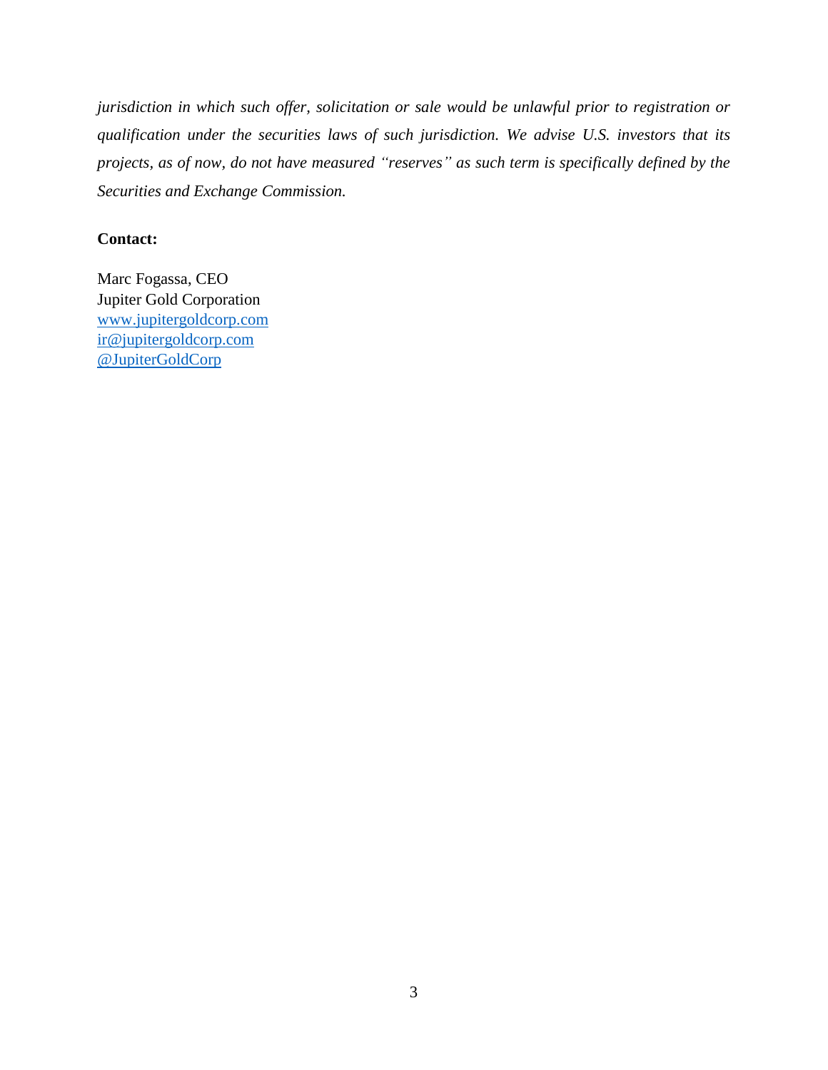*jurisdiction in which such offer, solicitation or sale would be unlawful prior to registration or qualification under the securities laws of such jurisdiction. We advise U.S. investors that its projects, as of now, do not have measured "reserves" as such term is specifically defined by the Securities and Exchange Commission.*

**Contact:**

Marc Fogassa, CEO
Jupiter Gold Corporation
www.jupitergoldcorp.com
ir@jupitergoldcorp.com
@JupiterGoldCorp